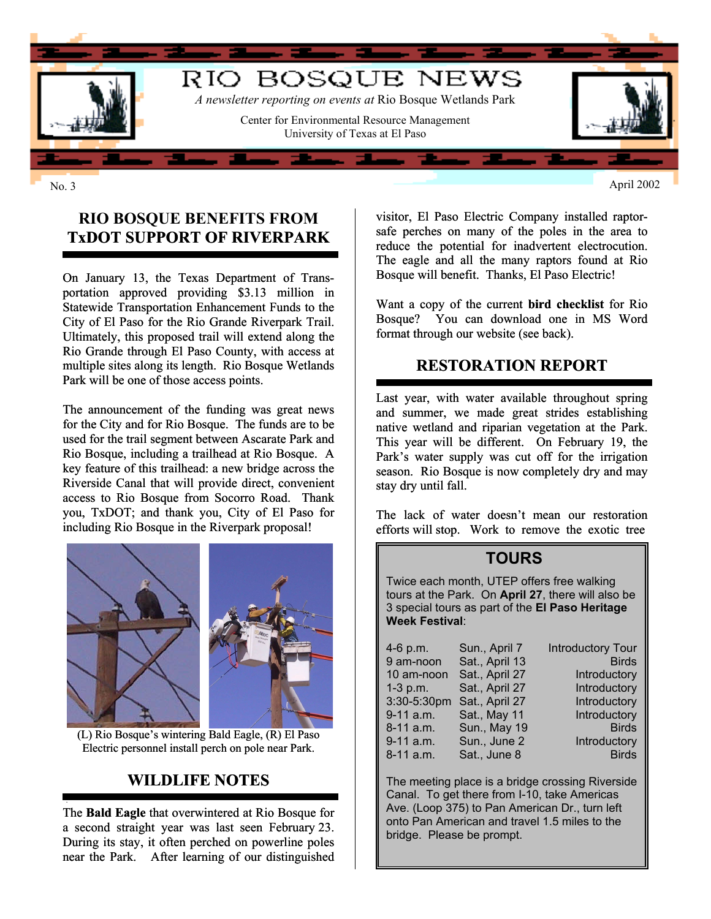# RIO BOSQUE NEWS

*A newsletter reporting on events at* Rio Bosque Wetlands Park

Center for Environmental Resource Management
University of Texas at El Paso

No. 3 April 2002

## RIO BOSQUE BENEFITS FROM TxDOT SUPPORT OF RIVERPARK

On January 13, the Texas Department of Transportation approved providing $3.13 million in Statewide Transportation Enhancement Funds to the City of El Paso for the Rio Grande Riverpark Trail. Ultimately, this proposed trail will extend along the Rio Grande through El Paso County, with access at multiple sites along its length. Rio Bosque Wetlands Park will be one of those access points.

The announcement of the funding was great news for the City and for Rio Bosque. The funds are to be used for the trail segment between Ascarate Park and Rio Bosque, including a trailhead at Rio Bosque. A key feature of this trailhead: a new bridge across the Riverside Canal that will provide direct, convenient access to Rio Bosque from Socorro Road. Thank you, TxDOT; and thank you, City of El Paso for including Rio Bosque in the Riverpark proposal!

(L) Rio Bosque's wintering Bald Eagle, (R) El Paso Electric personnel install perch on pole near Park.

## WILDLIFE NOTES

The **Bald Eagle** that overwintered at Rio Bosque for a second straight year was last seen February 23. During its stay, it often perched on powerline poles near the Park. After learning of our distinguished visitor, El Paso Electric Company installed raptor-safe perches on many of the poles in the area to reduce the potential for inadvertent electrocution. The eagle and all the many raptors found at Rio Bosque will benefit. Thanks, El Paso Electric!

Want a copy of the current **bird checklist** for Rio Bosque? You can download one in MS Word format through our website (see back).

## RESTORATION REPORT

Last year, with water available throughout spring and summer, we made great strides establishing native wetland and riparian vegetation at the Park. This year will be different. On February 19, the Park's water supply was cut off for the irrigation season. Rio Bosque is now completely dry and may stay dry until fall.

The lack of water doesn't mean our restoration efforts will stop. Work to remove the exotic tree

## TOURS

Twice each month, UTEP offers free walking tours at the Park. On **April 27**, there will also be 3 special tours as part of the **El Paso Heritage Week Festival**:

| | | |
|---|---|---|
| 4-6 p.m. | Sun., April 7 | Introductory Tour |
| 9 am-noon | Sat., April 13 | Birds |
| 10 am-noon | Sat., April 27 | Introductory |
| 1-3 p.m. | Sat., April 27 | Introductory |
| 3:30-5:30pm | Sat., April 27 | Introductory |
| 9-11 a.m. | Sat., May 11 | Introductory |
| 8-11 a.m. | Sun., May 19 | Birds |
| 9-11 a.m. | Sun., June 2 | Introductory |
| 8-11 a.m. | Sat., June 8 | Birds |

The meeting place is a bridge crossing Riverside Canal. To get there from I-10, take Americas Ave. (Loop 375) to Pan American Dr., turn left onto Pan American and travel 1.5 miles to the bridge. Please be prompt.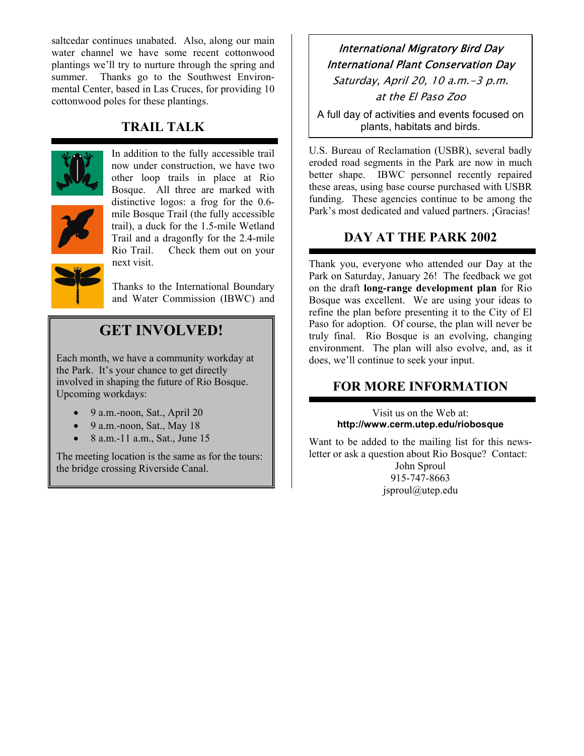saltcedar continues unabated. Also, along our main water channel we have some recent cottonwood plantings we'll try to nurture through the spring and summer. Thanks go to the Southwest Environmental Center, based in Las Cruces, for providing 10 cottonwood poles for these plantings.

## TRAIL TALK

In addition to the fully accessible trail now under construction, we have two other loop trails in place at Rio Bosque. All three are marked with distinctive logos: a frog for the 0.6-mile Bosque Trail (the fully accessible trail), a duck for the 1.5-mile Wetland Trail and a dragonfly for the 2.4-mile Rio Trail. Check them out on your next visit.

Thanks to the International Boundary and Water Commission (IBWC) and U.S. Bureau of Reclamation (USBR), several badly eroded road segments in the Park are now in much better shape. IBWC personnel recently repaired these areas, using base course purchased with USBR funding. These agencies continue to be among the Park's most dedicated and valued partners. ¡Gracias!

## GET INVOLVED!

Each month, we have a community workday at the Park. It's your chance to get directly involved in shaping the future of Rio Bosque. Upcoming workdays:

- 9 a.m.-noon, Sat., April 20
- 9 a.m.-noon, Sat., May 18
- 8 a.m.-11 a.m., Sat., June 15

The meeting location is the same as for the tours: the bridge crossing Riverside Canal.

*International Migratory Bird Day*
*International Plant Conservation Day*
*Saturday, April 20, 10 a.m.-3 p.m.*
*at the El Paso Zoo*

A full day of activities and events focused on plants, habitats and birds.

## DAY AT THE PARK 2002

Thank you, everyone who attended our Day at the Park on Saturday, January 26! The feedback we got on the draft **long-range development plan** for Rio Bosque was excellent. We are using your ideas to refine the plan before presenting it to the City of El Paso for adoption. Of course, the plan will never be truly final. Rio Bosque is an evolving, changing environment. The plan will also evolve, and, as it does, we'll continue to seek your input.

## FOR MORE INFORMATION

Visit us on the Web at:
**http://www.cerm.utep.edu/riobosque**

Want to be added to the mailing list for this newsletter or ask a question about Rio Bosque? Contact:
John Sproul
915-747-8663
jsproul@utep.edu